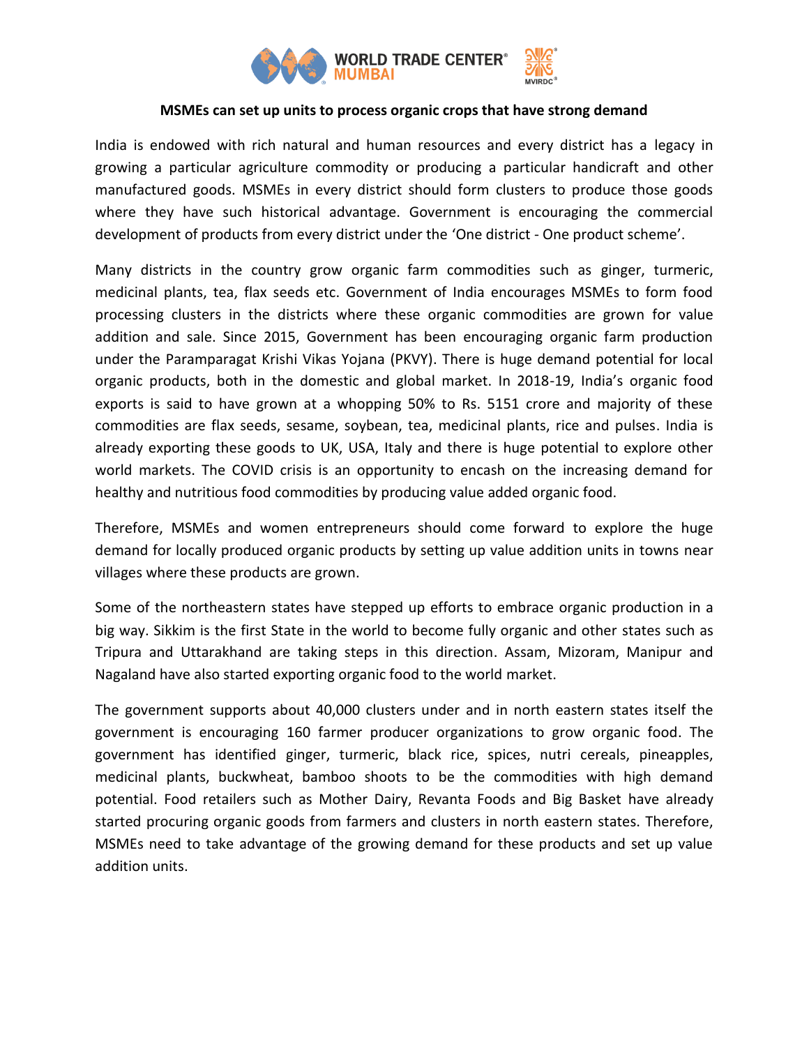# MSMEs can set up units to process organic crops that have strong demand

India is endowed with rich natural and human resources and every district has a legacy in growing a particular agriculture commodity or producing a particular handicraft and other manufactured goods. MSMEs in every district should form clusters to produce those goods where they have such historical advantage. Government is encouraging the commercial development of products from every district under the 'One district - One product scheme'.

Many districts in the country grow organic farm commodities such as ginger, turmeric, medicinal plants, tea, flax seeds etc. Government of India encourages MSMEs to form food processing clusters in the districts where these organic commodities are grown for value addition and sale. Since 2015, Government has been encouraging organic farm production under the Paramparagat Krishi Vikas Yojana (PKVY). There is huge demand potential for local organic products, both in the domestic and global market. In 2018-19, India's organic food exports is said to have grown at a whopping 50% to Rs. 5151 crore and majority of these commodities are flax seeds, sesame, soybean, tea, medicinal plants, rice and pulses. India is already exporting these goods to UK, USA, Italy and there is huge potential to explore other world markets. The COVID crisis is an opportunity to encash on the increasing demand for healthy and nutritious food commodities by producing value added organic food.

Therefore, MSMEs and women entrepreneurs should come forward to explore the huge demand for locally produced organic products by setting up value addition units in towns near villages where these products are grown.

Some of the northeastern states have stepped up efforts to embrace organic production in a big way. Sikkim is the first State in the world to become fully organic and other states such as Tripura and Uttarakhand are taking steps in this direction. Assam, Mizoram, Manipur and Nagaland have also started exporting organic food to the world market.

The government supports about 40,000 clusters under and in north eastern states itself the government is encouraging 160 farmer producer organizations to grow organic food. The government has identified ginger, turmeric, black rice, spices, nutri cereals, pineapples, medicinal plants, buckwheat, bamboo shoots to be the commodities with high demand potential. Food retailers such as Mother Dairy, Revanta Foods and Big Basket have already started procuring organic goods from farmers and clusters in north eastern states. Therefore, MSMEs need to take advantage of the growing demand for these products and set up value addition units.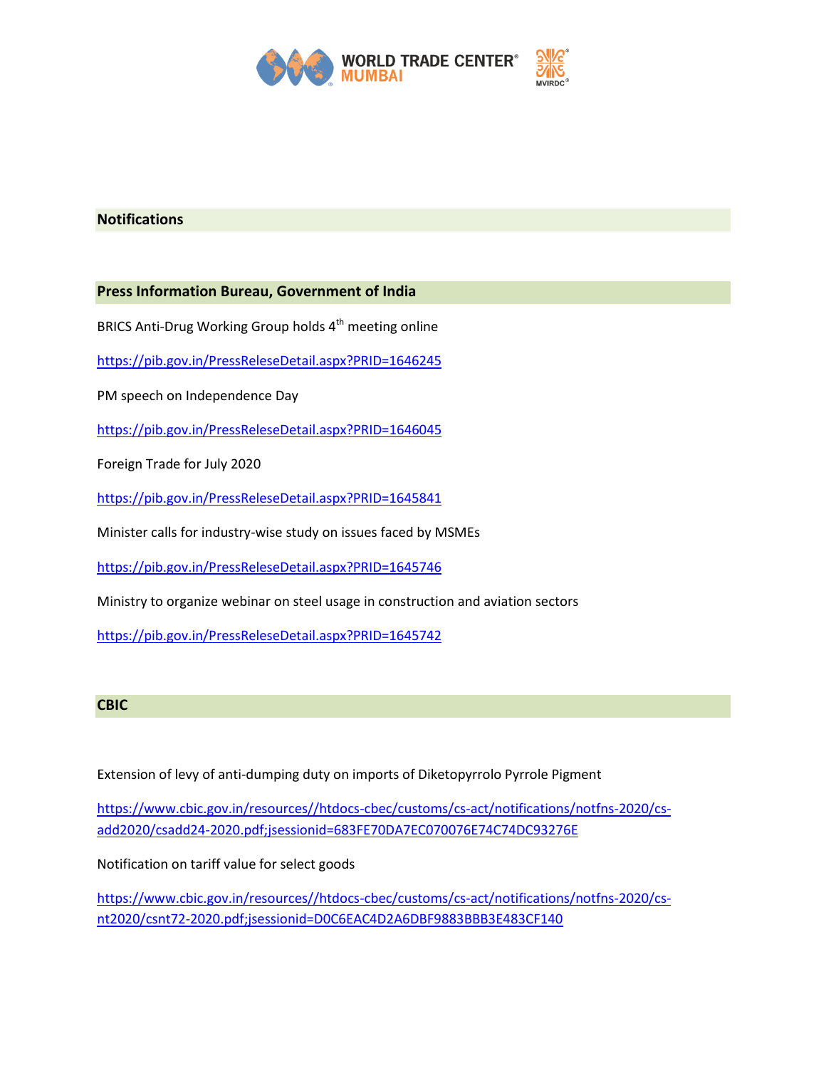## Notifications

### Press Information Bureau, Government of India

BRICS Anti-Drug Working Group holds 4th meeting online

https://pib.gov.in/PressReleseDetail.aspx?PRID=1646245

PM speech on Independence Day

https://pib.gov.in/PressReleseDetail.aspx?PRID=1646045

Foreign Trade for July 2020

https://pib.gov.in/PressReleseDetail.aspx?PRID=1645841

Minister calls for industry-wise study on issues faced by MSMEs

https://pib.gov.in/PressReleseDetail.aspx?PRID=1645746

Ministry to organize webinar on steel usage in construction and aviation sectors

https://pib.gov.in/PressReleseDetail.aspx?PRID=1645742

### CBIC

Extension of levy of anti-dumping duty on imports of Diketopyrrolo Pyrrole Pigment

https://www.cbic.gov.in/resources//htdocs-cbec/customs/cs-act/notifications/notfns-2020/cs-add2020/csadd24-2020.pdf;jsessionid=683FE70DA7EC070076E74C74DC93276E

Notification on tariff value for select goods

https://www.cbic.gov.in/resources//htdocs-cbec/customs/cs-act/notifications/notfns-2020/cs-nt2020/csnt72-2020.pdf;jsessionid=D0C6EAC4D2A6DBF9883BBB3E483CF140